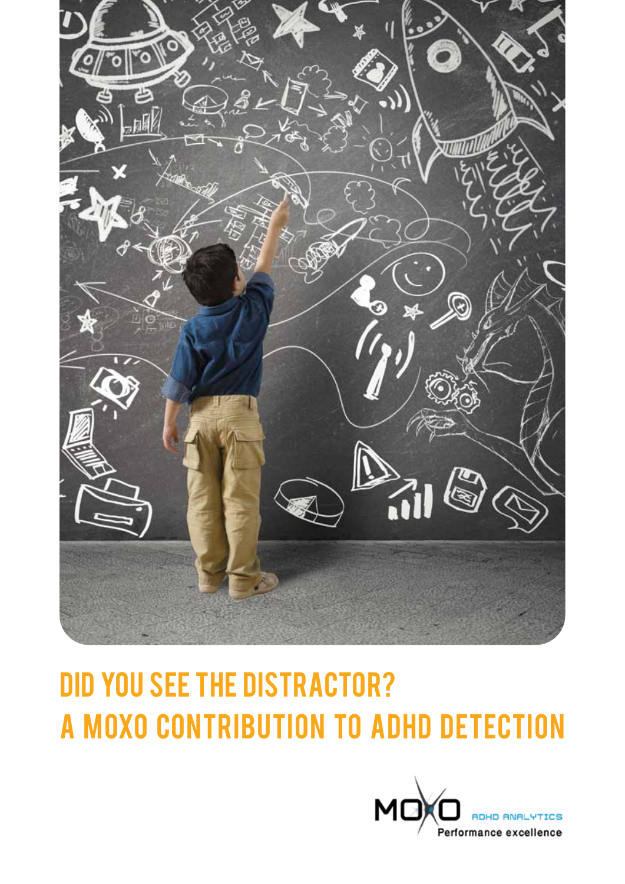# DID YOU SEE THE DISTRACTOR?
# A MOXO CONTRIBUTION TO ADHD DETECTION

MOXO ADHD ANALYTICS
Performance excellence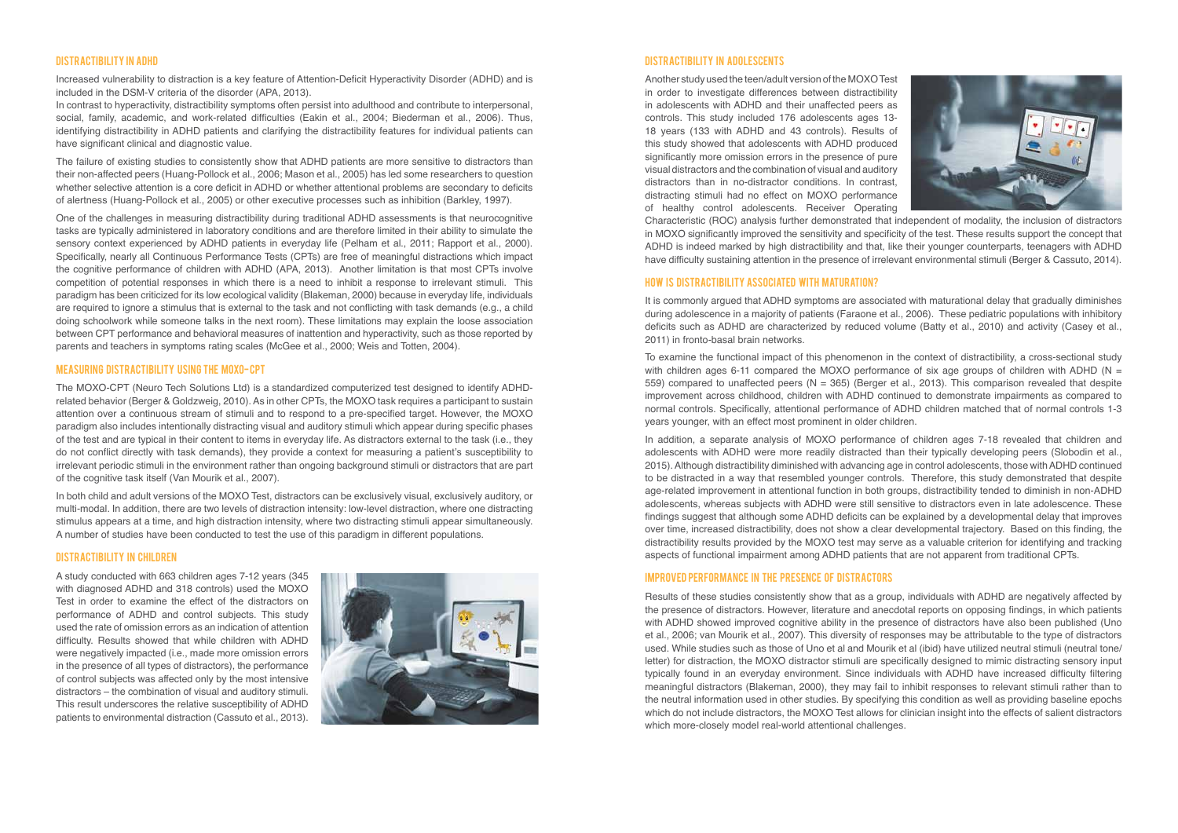## DISTRACTIBILITY IN ADHD

Increased vulnerability to distraction is a key feature of Attention-Deficit Hyperactivity Disorder (ADHD) and is included in the DSM-V criteria of the disorder (APA, 2013).

In contrast to hyperactivity, distractibility symptoms often persist into adulthood and contribute to interpersonal, social, family, academic, and work-related difficulties (Eakin et al., 2004; Biederman et al., 2006). Thus, identifying distractibility in ADHD patients and clarifying the distractibility features for individual patients can have significant clinical and diagnostic value.

The failure of existing studies to consistently show that ADHD patients are more sensitive to distractors than their non-affected peers (Huang-Pollock et al., 2006; Mason et al., 2005) has led some researchers to question whether selective attention is a core deficit in ADHD or whether attentional problems are secondary to deficits of alertness (Huang-Pollock et al., 2005) or other executive processes such as inhibition (Barkley, 1997).

One of the challenges in measuring distractibility during traditional ADHD assessments is that neurocognitive tasks are typically administered in laboratory conditions and are therefore limited in their ability to simulate the sensory context experienced by ADHD patients in everyday life (Pelham et al., 2011; Rapport et al., 2000). Specifically, nearly all Continuous Performance Tests (CPTs) are free of meaningful distractions which impact the cognitive performance of children with ADHD (APA, 2013). Another limitation is that most CPTs involve competition of potential responses in which there is a need to inhibit a response to irrelevant stimuli. This paradigm has been criticized for its low ecological validity (Blakeman, 2000) because in everyday life, individuals are required to ignore a stimulus that is external to the task and not conflicting with task demands (e.g., a child doing schoolwork while someone talks in the next room). These limitations may explain the loose association between CPT performance and behavioral measures of inattention and hyperactivity, such as those reported by parents and teachers in symptoms rating scales (McGee et al., 2000; Weis and Totten, 2004).

## MEASURING DISTRACTIBILITY USING THE MOXO-CPT

The MOXO-CPT (Neuro Tech Solutions Ltd) is a standardized computerized test designed to identify ADHD-related behavior (Berger & Goldzweig, 2010). As in other CPTs, the MOXO task requires a participant to sustain attention over a continuous stream of stimuli and to respond to a pre-specified target. However, the MOXO paradigm also includes intentionally distracting visual and auditory stimuli which appear during specific phases of the test and are typical in their content to items in everyday life. As distractors external to the task (i.e., they do not conflict directly with task demands), they provide a context for measuring a patient's susceptibility to irrelevant periodic stimuli in the environment rather than ongoing background stimuli or distractors that are part of the cognitive task itself (Van Mourik et al., 2007).

In both child and adult versions of the MOXO Test, distractors can be exclusively visual, exclusively auditory, or multi-modal. In addition, there are two levels of distraction intensity: low-level distraction, where one distracting stimulus appears at a time, and high distraction intensity, where two distracting stimuli appear simultaneously. A number of studies have been conducted to test the use of this paradigm in different populations.

## DISTRACTIBILITY IN CHILDREN

A study conducted with 663 children ages 7-12 years (345 with diagnosed ADHD and 318 controls) used the MOXO Test in order to examine the effect of the distractors on performance of ADHD and control subjects. This study used the rate of omission errors as an indication of attention difficulty. Results showed that while children with ADHD were negatively impacted (i.e., made more omission errors in the presence of all types of distractors), the performance of control subjects was affected only by the most intensive distractors – the combination of visual and auditory stimuli. This result underscores the relative susceptibility of ADHD patients to environmental distraction (Cassuto et al., 2013).

## DISTRACTIBILITY IN ADOLESCENTS

Another study used the teen/adult version of the MOXO Test in order to investigate differences between distractibility in adolescents with ADHD and their unaffected peers as controls. This study included 176 adolescents ages 13-18 years (133 with ADHD and 43 controls). Results of this study showed that adolescents with ADHD produced significantly more omission errors in the presence of pure visual distractors and the combination of visual and auditory distractors than in no-distractor conditions. In contrast, distracting stimuli had no effect on MOXO performance of healthy control adolescents. Receiver Operating Characteristic (ROC) analysis further demonstrated that independent of modality, the inclusion of distractors in MOXO significantly improved the sensitivity and specificity of the test. These results support the concept that ADHD is indeed marked by high distractibility and that, like their younger counterparts, teenagers with ADHD have difficulty sustaining attention in the presence of irrelevant environmental stimuli (Berger & Cassuto, 2014).

## HOW IS DISTRACTIBILITY ASSOCIATED WITH MATURATION?

It is commonly argued that ADHD symptoms are associated with maturational delay that gradually diminishes during adolescence in a majority of patients (Faraone et al., 2006). These pediatric populations with inhibitory deficits such as ADHD are characterized by reduced volume (Batty et al., 2010) and activity (Casey et al., 2011) in fronto-basal brain networks.

To examine the functional impact of this phenomenon in the context of distractibility, a cross-sectional study with children ages 6-11 compared the MOXO performance of six age groups of children with ADHD (N = 559) compared to unaffected peers (N = 365) (Berger et al., 2013). This comparison revealed that despite improvement across childhood, children with ADHD continued to demonstrate impairments as compared to normal controls. Specifically, attentional performance of ADHD children matched that of normal controls 1-3 years younger, with an effect most prominent in older children.

In addition, a separate analysis of MOXO performance of children ages 7-18 revealed that children and adolescents with ADHD were more readily distracted than their typically developing peers (Slobodin et al., 2015). Although distractibility diminished with advancing age in control adolescents, those with ADHD continued to be distracted in a way that resembled younger controls. Therefore, this study demonstrated that despite age-related improvement in attentional function in both groups, distractibility tended to diminish in non-ADHD adolescents, whereas subjects with ADHD were still sensitive to distractors even in late adolescence. These findings suggest that although some ADHD deficits can be explained by a developmental delay that improves over time, increased distractibility, does not show a clear developmental trajectory. Based on this finding, the distractibility results provided by the MOXO test may serve as a valuable criterion for identifying and tracking aspects of functional impairment among ADHD patients that are not apparent from traditional CPTs.

## IMPROVED PERFORMANCE IN THE PRESENCE OF DISTRACTORS

Results of these studies consistently show that as a group, individuals with ADHD are negatively affected by the presence of distractors. However, literature and anecdotal reports on opposing findings, in which patients with ADHD showed improved cognitive ability in the presence of distractors have also been published (Uno et al., 2006; van Mourik et al., 2007). This diversity of responses may be attributable to the type of distractors used. While studies such as those of Uno et al and Mourik et al (ibid) have utilized neutral stimuli (neutral tone/letter) for distraction, the MOXO distractor stimuli are specifically designed to mimic distracting sensory input typically found in an everyday environment. Since individuals with ADHD have increased difficulty filtering meaningful distractors (Blakeman, 2000), they may fail to inhibit responses to relevant stimuli rather than to the neutral information used in other studies. By specifying this condition as well as providing baseline epochs which do not include distractors, the MOXO Test allows for clinician insight into the effects of salient distractors which more-closely model real-world attentional challenges.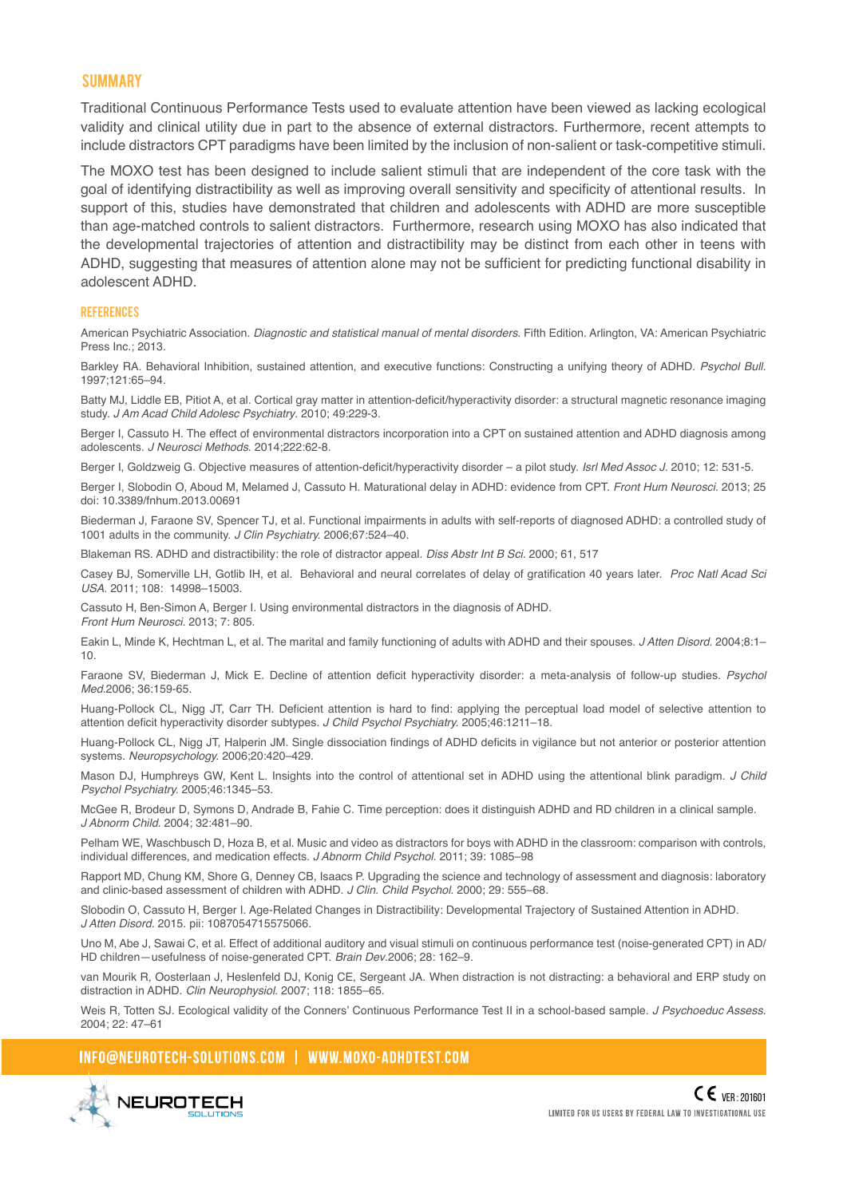## SUMMARY

Traditional Continuous Performance Tests used to evaluate attention have been viewed as lacking ecological validity and clinical utility due in part to the absence of external distractors. Furthermore, recent attempts to include distractors CPT paradigms have been limited by the inclusion of non-salient or task-competitive stimuli.

The MOXO test has been designed to include salient stimuli that are independent of the core task with the goal of identifying distractibility as well as improving overall sensitivity and specificity of attentional results. In support of this, studies have demonstrated that children and adolescents with ADHD are more susceptible than age-matched controls to salient distractors. Furthermore, research using MOXO has also indicated that the developmental trajectories of attention and distractibility may be distinct from each other in teens with ADHD, suggesting that measures of attention alone may not be sufficient for predicting functional disability in adolescent ADHD.

### REFERENCES

American Psychiatric Association. *Diagnostic and statistical manual of mental disorders*. Fifth Edition. Arlington, VA: American Psychiatric Press Inc.; 2013.

Barkley RA. Behavioral Inhibition, sustained attention, and executive functions: Constructing a unifying theory of ADHD. *Psychol Bull*. 1997;121:65–94.

Batty MJ, Liddle EB, Pitiot A, et al. Cortical gray matter in attention-deficit/hyperactivity disorder: a structural magnetic resonance imaging study. *J Am Acad Child Adolesc Psychiatry*. 2010; 49:229-3.

Berger I, Cassuto H. The effect of environmental distractors incorporation into a CPT on sustained attention and ADHD diagnosis among adolescents. *J Neurosci Methods*. 2014;222:62-8.

Berger I, Goldzweig G. Objective measures of attention-deficit/hyperactivity disorder – a pilot study. *Isrl Med Assoc J*. 2010; 12: 531-5.

Berger I, Slobodin O, Aboud M, Melamed J, Cassuto H. Maturational delay in ADHD: evidence from CPT. *Front Hum Neurosci*. 2013; 25 doi: 10.3389/fnhum.2013.00691

Biederman J, Faraone SV, Spencer TJ, et al. Functional impairments in adults with self-reports of diagnosed ADHD: a controlled study of 1001 adults in the community. *J Clin Psychiatry*. 2006;67:524–40.

Blakeman RS. ADHD and distractibility: the role of distractor appeal. *Diss Abstr Int B Sci*. 2000; 61, 517

Casey BJ, Somerville LH, Gotlib IH, et al. Behavioral and neural correlates of delay of gratification 40 years later. *Proc Natl Acad Sci USA*. 2011; 108: 14998–15003.

Cassuto H, Ben-Simon A, Berger I. Using environmental distractors in the diagnosis of ADHD. *Front Hum Neurosci*. 2013; 7: 805.

Eakin L, Minde K, Hechtman L, et al. The marital and family functioning of adults with ADHD and their spouses. *J Atten Disord*. 2004;8:1–10.

Faraone SV, Biederman J, Mick E. Decline of attention deficit hyperactivity disorder: a meta-analysis of follow-up studies. *Psychol Med*.2006; 36:159-65.

Huang-Pollock CL, Nigg JT, Carr TH. Deficient attention is hard to find: applying the perceptual load model of selective attention to attention deficit hyperactivity disorder subtypes. *J Child Psychol Psychiatry*. 2005;46:1211–18.

Huang-Pollock CL, Nigg JT, Halperin JM. Single dissociation findings of ADHD deficits in vigilance but not anterior or posterior attention systems. *Neuropsychology*. 2006;20:420–429.

Mason DJ, Humphreys GW, Kent L. Insights into the control of attentional set in ADHD using the attentional blink paradigm. *J Child Psychol Psychiatry*. 2005;46:1345–53.

McGee R, Brodeur D, Symons D, Andrade B, Fahie C. Time perception: does it distinguish ADHD and RD children in a clinical sample. *J Abnorm Child*. 2004; 32:481–90.

Pelham WE, Waschbusch D, Hoza B, et al. Music and video as distractors for boys with ADHD in the classroom: comparison with controls, individual differences, and medication effects. *J Abnorm Child Psychol*. 2011; 39: 1085–98

Rapport MD, Chung KM, Shore G, Denney CB, Isaacs P. Upgrading the science and technology of assessment and diagnosis: laboratory and clinic-based assessment of children with ADHD. *J Clin. Child Psychol*. 2000; 29: 555–68.

Slobodin O, Cassuto H, Berger I. Age-Related Changes in Distractibility: Developmental Trajectory of Sustained Attention in ADHD. *J Atten Disord*. 2015. pii: 1087054715575066.

Uno M, Abe J, Sawai C, et al. Effect of additional auditory and visual stimuli on continuous performance test (noise-generated CPT) in AD/HD children—usefulness of noise-generated CPT. *Brain Dev*.2006; 28: 162–9.

van Mourik R, Oosterlaan J, Heslenfeld DJ, Konig CE, Sergeant JA. When distraction is not distracting: a behavioral and ERP study on distraction in ADHD. *Clin Neurophysiol*. 2007; 118: 1855–65.

Weis R, Totten SJ. Ecological validity of the Conners' Continuous Performance Test II in a school-based sample. *J Psychoeduc Assess*. 2004; 22: 47–61

INFO@NEUROTECH-SOLUTIONS.COM | WWW.MOXO-ADHDTEST.COM

NEUROTECH SOLUTIONS

CE VER: 201601

LIMITED FOR US USERS BY FEDERAL LAW TO INVESTIGATIONAL USE